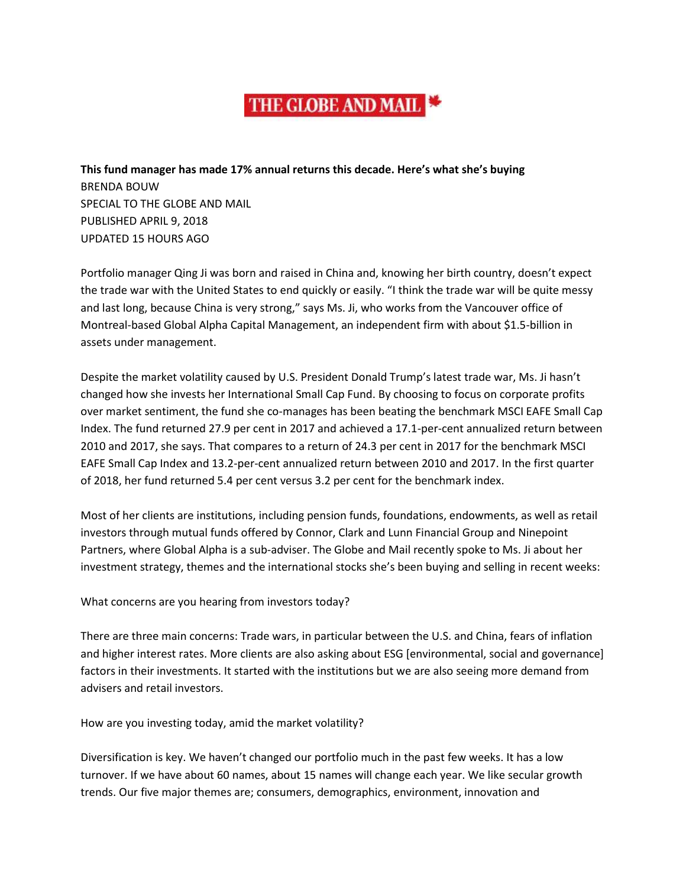THE GLOBE AND MAIL

**This fund manager has made 17% annual returns this decade. Here's what she's buying**

BRENDA BOUW
SPECIAL TO THE GLOBE AND MAIL
PUBLISHED APRIL 9, 2018
UPDATED 15 HOURS AGO

Portfolio manager Qing Ji was born and raised in China and, knowing her birth country, doesn't expect the trade war with the United States to end quickly or easily. "I think the trade war will be quite messy and last long, because China is very strong," says Ms. Ji, who works from the Vancouver office of Montreal-based Global Alpha Capital Management, an independent firm with about $1.5-billion in assets under management.

Despite the market volatility caused by U.S. President Donald Trump's latest trade war, Ms. Ji hasn't changed how she invests her International Small Cap Fund. By choosing to focus on corporate profits over market sentiment, the fund she co-manages has been beating the benchmark MSCI EAFE Small Cap Index. The fund returned 27.9 per cent in 2017 and achieved a 17.1-per-cent annualized return between 2010 and 2017, she says. That compares to a return of 24.3 per cent in 2017 for the benchmark MSCI EAFE Small Cap Index and 13.2-per-cent annualized return between 2010 and 2017. In the first quarter of 2018, her fund returned 5.4 per cent versus 3.2 per cent for the benchmark index.

Most of her clients are institutions, including pension funds, foundations, endowments, as well as retail investors through mutual funds offered by Connor, Clark and Lunn Financial Group and Ninepoint Partners, where Global Alpha is a sub-adviser. The Globe and Mail recently spoke to Ms. Ji about her investment strategy, themes and the international stocks she's been buying and selling in recent weeks:

What concerns are you hearing from investors today?

There are three main concerns: Trade wars, in particular between the U.S. and China, fears of inflation and higher interest rates. More clients are also asking about ESG [environmental, social and governance] factors in their investments. It started with the institutions but we are also seeing more demand from advisers and retail investors.

How are you investing today, amid the market volatility?

Diversification is key. We haven't changed our portfolio much in the past few weeks. It has a low turnover. If we have about 60 names, about 15 names will change each year. We like secular growth trends. Our five major themes are; consumers, demographics, environment, innovation and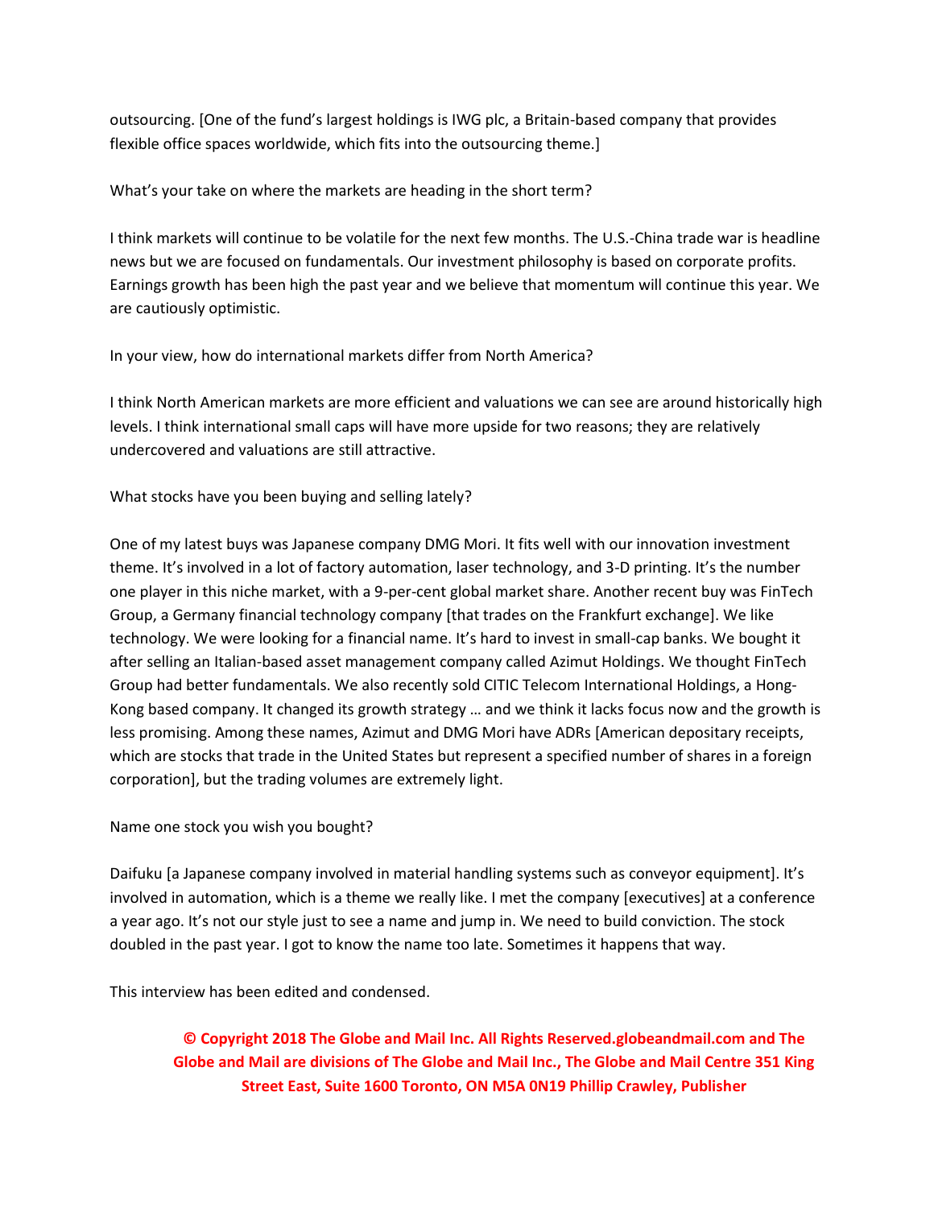outsourcing. [One of the fund's largest holdings is IWG plc, a Britain-based company that provides flexible office spaces worldwide, which fits into the outsourcing theme.]

What's your take on where the markets are heading in the short term?

I think markets will continue to be volatile for the next few months. The U.S.-China trade war is headline news but we are focused on fundamentals. Our investment philosophy is based on corporate profits. Earnings growth has been high the past year and we believe that momentum will continue this year. We are cautiously optimistic.

In your view, how do international markets differ from North America?

I think North American markets are more efficient and valuations we can see are around historically high levels. I think international small caps will have more upside for two reasons; they are relatively undercovered and valuations are still attractive.

What stocks have you been buying and selling lately?

One of my latest buys was Japanese company DMG Mori. It fits well with our innovation investment theme. It's involved in a lot of factory automation, laser technology, and 3-D printing. It's the number one player in this niche market, with a 9-per-cent global market share. Another recent buy was FinTech Group, a Germany financial technology company [that trades on the Frankfurt exchange]. We like technology. We were looking for a financial name. It's hard to invest in small-cap banks. We bought it after selling an Italian-based asset management company called Azimut Holdings. We thought FinTech Group had better fundamentals. We also recently sold CITIC Telecom International Holdings, a Hong-Kong based company. It changed its growth strategy … and we think it lacks focus now and the growth is less promising. Among these names, Azimut and DMG Mori have ADRs [American depositary receipts, which are stocks that trade in the United States but represent a specified number of shares in a foreign corporation], but the trading volumes are extremely light.

Name one stock you wish you bought?

Daifuku [a Japanese company involved in material handling systems such as conveyor equipment]. It's involved in automation, which is a theme we really like. I met the company [executives] at a conference a year ago. It's not our style just to see a name and jump in. We need to build conviction. The stock doubled in the past year. I got to know the name too late. Sometimes it happens that way.

This interview has been edited and condensed.

**© Copyright 2018 The Globe and Mail Inc. All Rights Reserved.globeandmail.com and The Globe and Mail are divisions of The Globe and Mail Inc., The Globe and Mail Centre 351 King Street East, Suite 1600 Toronto, ON M5A 0N19 Phillip Crawley, Publisher**